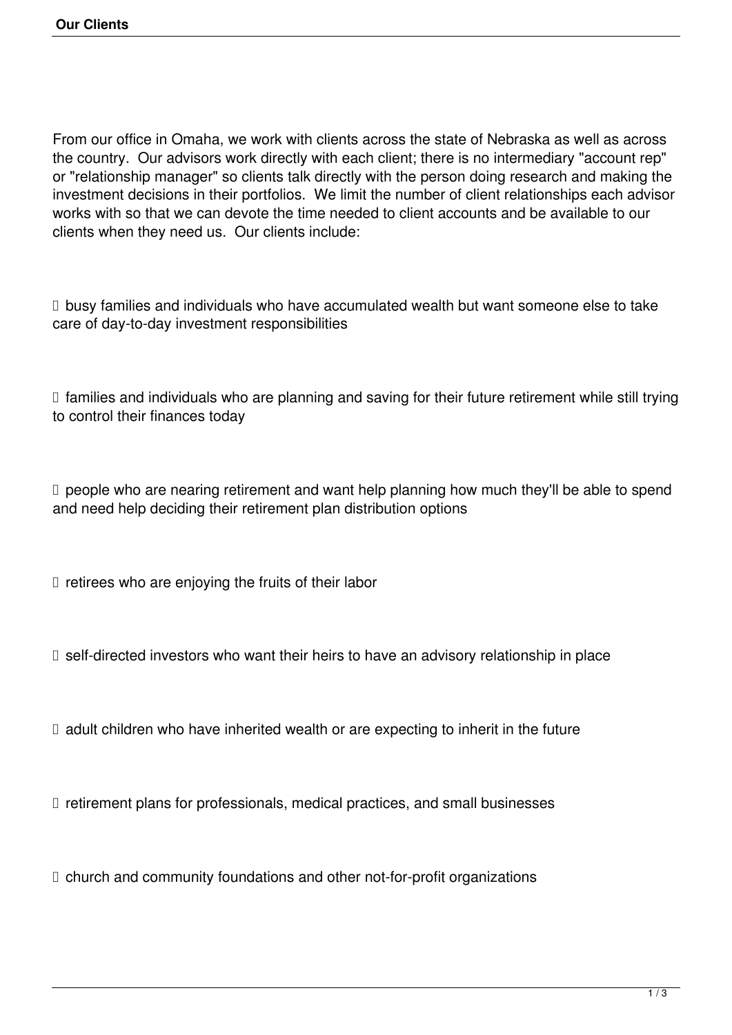# Our Clients

From our office in Omaha, we work with clients across the state of Nebraska as well as across the country. Our advisors work directly with each client; there is no intermediary "account rep" or "relationship manager" so clients talk directly with the person doing research and making the investment decisions in their portfolios. We limit the number of client relationships each advisor works with so that we can devote the time needed to client accounts and be available to our clients when they need us. Our clients include:

- busy families and individuals who have accumulated wealth but want someone else to take care of day-to-day investment responsibilities
- families and individuals who are planning and saving for their future retirement while still trying to control their finances today
- people who are nearing retirement and want help planning how much they'll be able to spend and need help deciding their retirement plan distribution options
- retirees who are enjoying the fruits of their labor
- self-directed investors who want their heirs to have an advisory relationship in place
- adult children who have inherited wealth or are expecting to inherit in the future
- retirement plans for professionals, medical practices, and small businesses
- church and community foundations and other not-for-profit organizations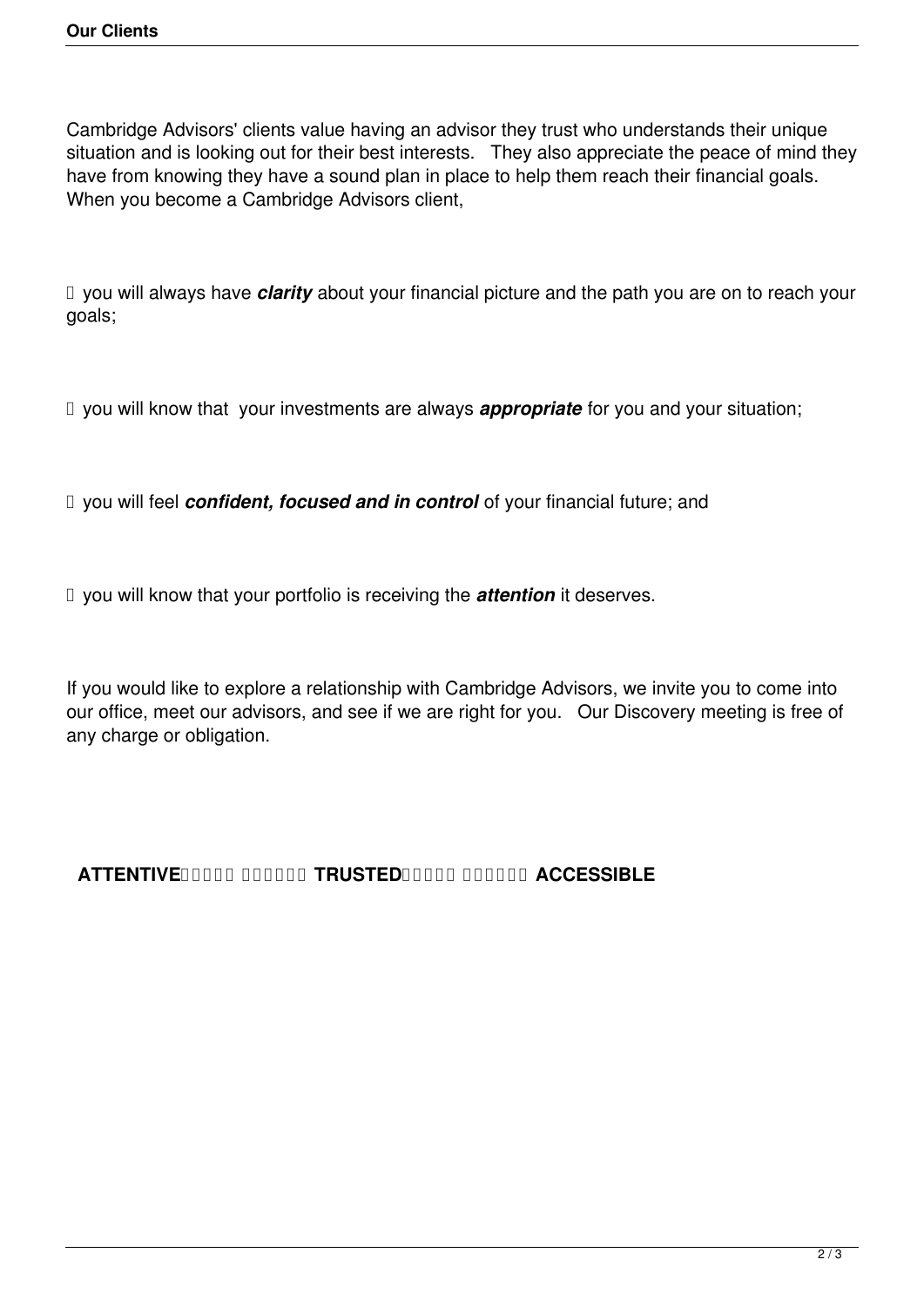Cambridge Advisors' clients value having an advisor they trust who understands their unique situation and is looking out for their best interests. They also appreciate the peace of mind they have from knowing they have a sound plan in place to help them reach their financial goals. When you become a Cambridge Advisors client,

- you will always have ***clarity*** about your financial picture and the path you are on to reach your goals;
- you will know that your investments are always ***appropriate*** for you and your situation;
- you will feel ***confident, focused and in control*** of your financial future; and
- you will know that your portfolio is receiving the ***attention*** it deserves.

If you would like to explore a relationship with Cambridge Advisors, we invite you to come into our office, meet our advisors, and see if we are right for you. Our Discovery meeting is free of any charge or obligation.

**ATTENTIVE TRUSTED ACCESSIBLE**